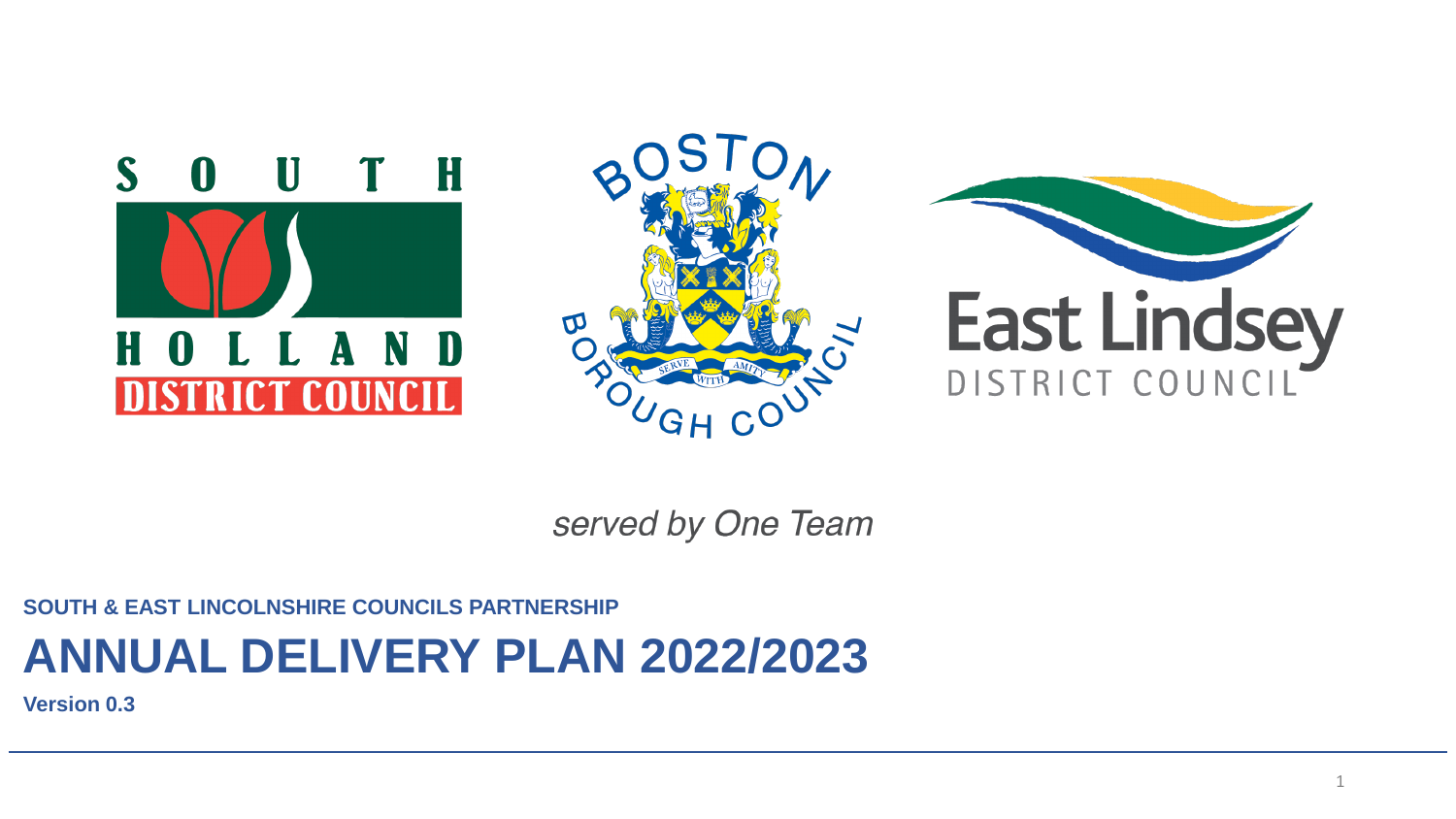*served by One Team*

**SOUTH & EAST LINCOLNSHIRE COUNCILS PARTNERSHIP**

# ANNUAL DELIVERY PLAN 2022/2023

**Version 0.3**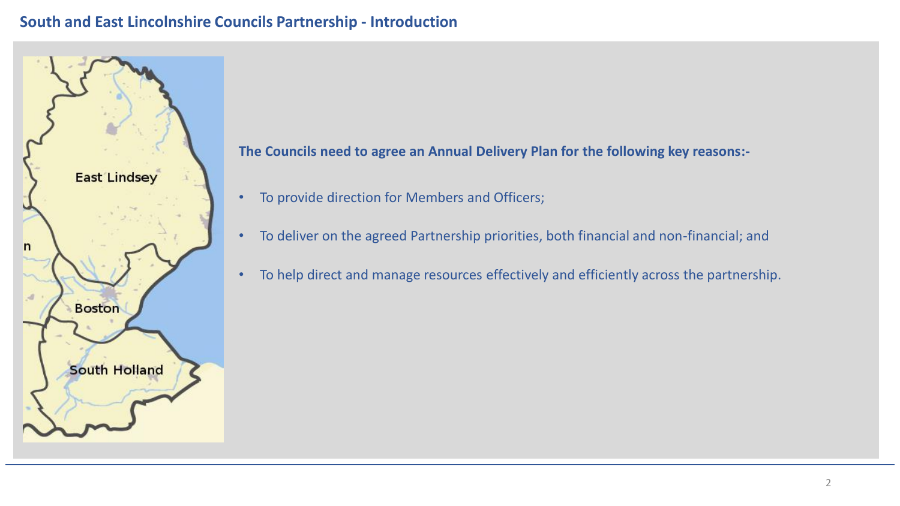# South and East Lincolnshire Councils Partnership - Introduction

**The Councils need to agree an Annual Delivery Plan for the following key reasons:-**

- To provide direction for Members and Officers;
- To deliver on the agreed Partnership priorities, both financial and non-financial; and
- To help direct and manage resources effectively and efficiently across the partnership.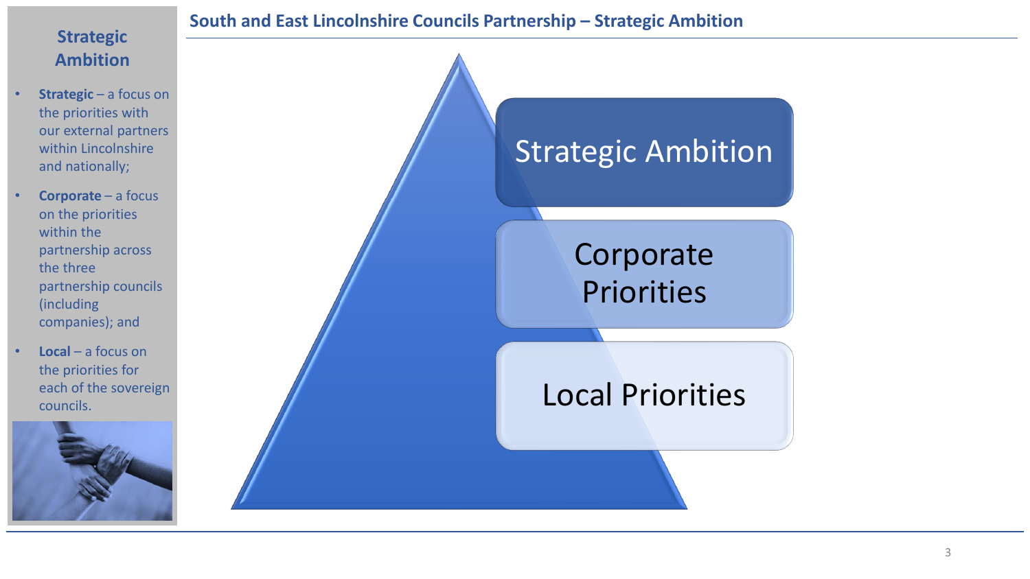## South and East Lincolnshire Councils Partnership – Strategic Ambition

### Strategic Ambition

- **Strategic** – a focus on the priorities with our external partners within Lincolnshire and nationally;
- **Corporate** – a focus on the priorities within the partnership across the three partnership councils (including companies); and
- **Local** – a focus on the priorities for each of the sovereign councils.

Strategic Ambition

Corporate Priorities

Local Priorities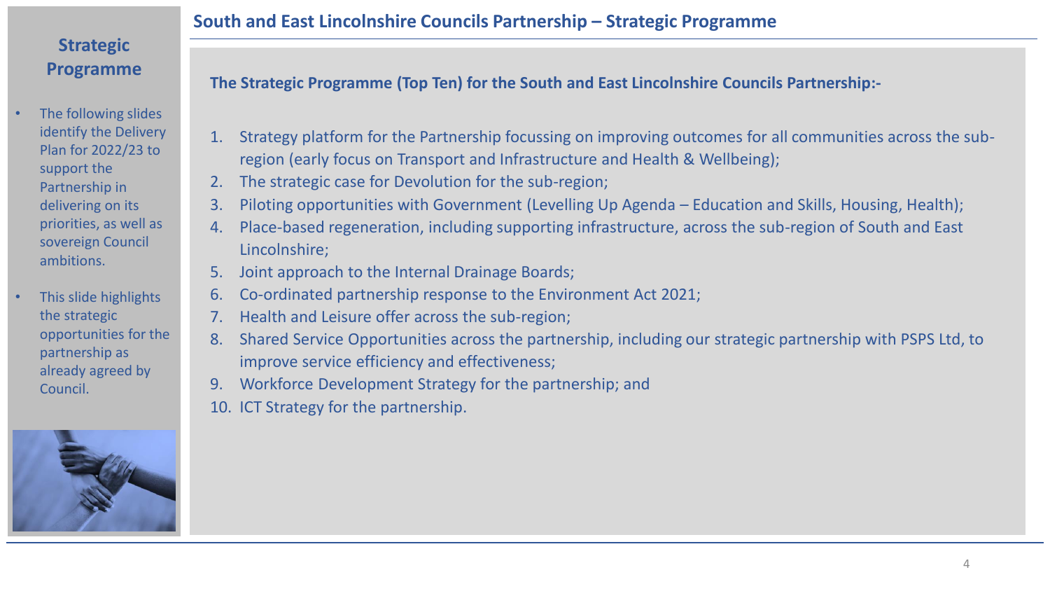# South and East Lincolnshire Councils Partnership – Strategic Programme

## Strategic Programme

- The following slides identify the Delivery Plan for 2022/23 to support the Partnership in delivering on its priorities, as well as sovereign Council ambitions.
- This slide highlights the strategic opportunities for the partnership as already agreed by Council.

**The Strategic Programme (Top Ten) for the South and East Lincolnshire Councils Partnership:-**

1. Strategy platform for the Partnership focussing on improving outcomes for all communities across the sub-region (early focus on Transport and Infrastructure and Health & Wellbeing);
2. The strategic case for Devolution for the sub-region;
3. Piloting opportunities with Government (Levelling Up Agenda – Education and Skills, Housing, Health);
4. Place-based regeneration, including supporting infrastructure, across the sub-region of South and East Lincolnshire;
5. Joint approach to the Internal Drainage Boards;
6. Co-ordinated partnership response to the Environment Act 2021;
7. Health and Leisure offer across the sub-region;
8. Shared Service Opportunities across the partnership, including our strategic partnership with PSPS Ltd, to improve service efficiency and effectiveness;
9. Workforce Development Strategy for the partnership; and
10. ICT Strategy for the partnership.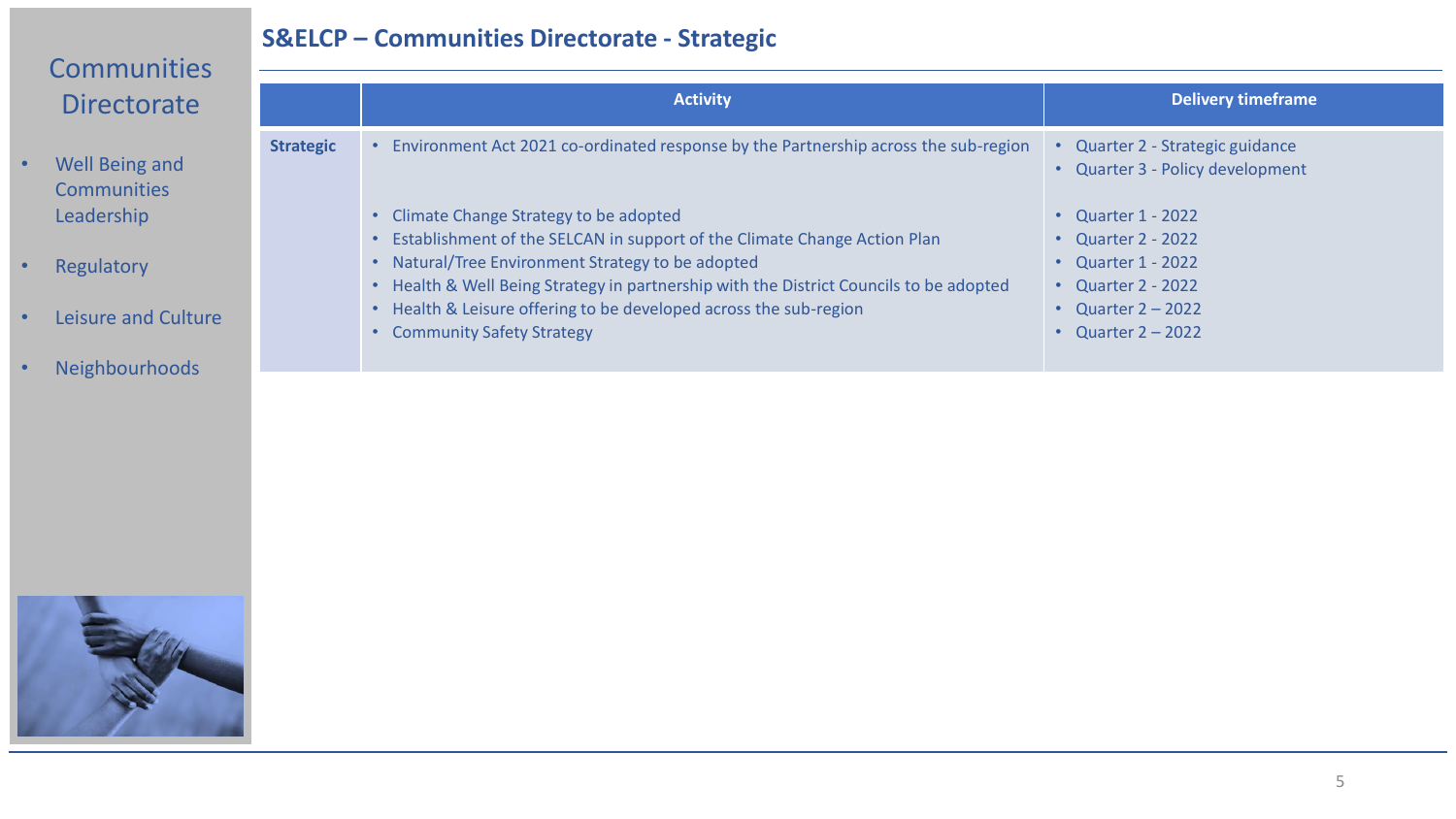## Communities Directorate

- Well Being and Communities Leadership
- Regulatory
- Leisure and Culture
- Neighbourhoods

# S&ELCP – Communities Directorate - Strategic

| | Activity | Delivery timeframe |
|---|---|---|
| **Strategic** | • Environment Act 2021 co-ordinated response by the Partnership across the sub-region | • Quarter 2 - Strategic guidance<br>• Quarter 3 - Policy development |
| | • Climate Change Strategy to be adopted<br>• Establishment of the SELCAN in support of the Climate Change Action Plan<br>• Natural/Tree Environment Strategy to be adopted<br>• Health & Well Being Strategy in partnership with the District Councils to be adopted<br>• Health & Leisure offering to be developed across the sub-region<br>• Community Safety Strategy | • Quarter 1 - 2022<br>• Quarter 2 - 2022<br>• Quarter 1 - 2022<br>• Quarter 2 - 2022<br>• Quarter 2 – 2022<br>• Quarter 2 – 2022 |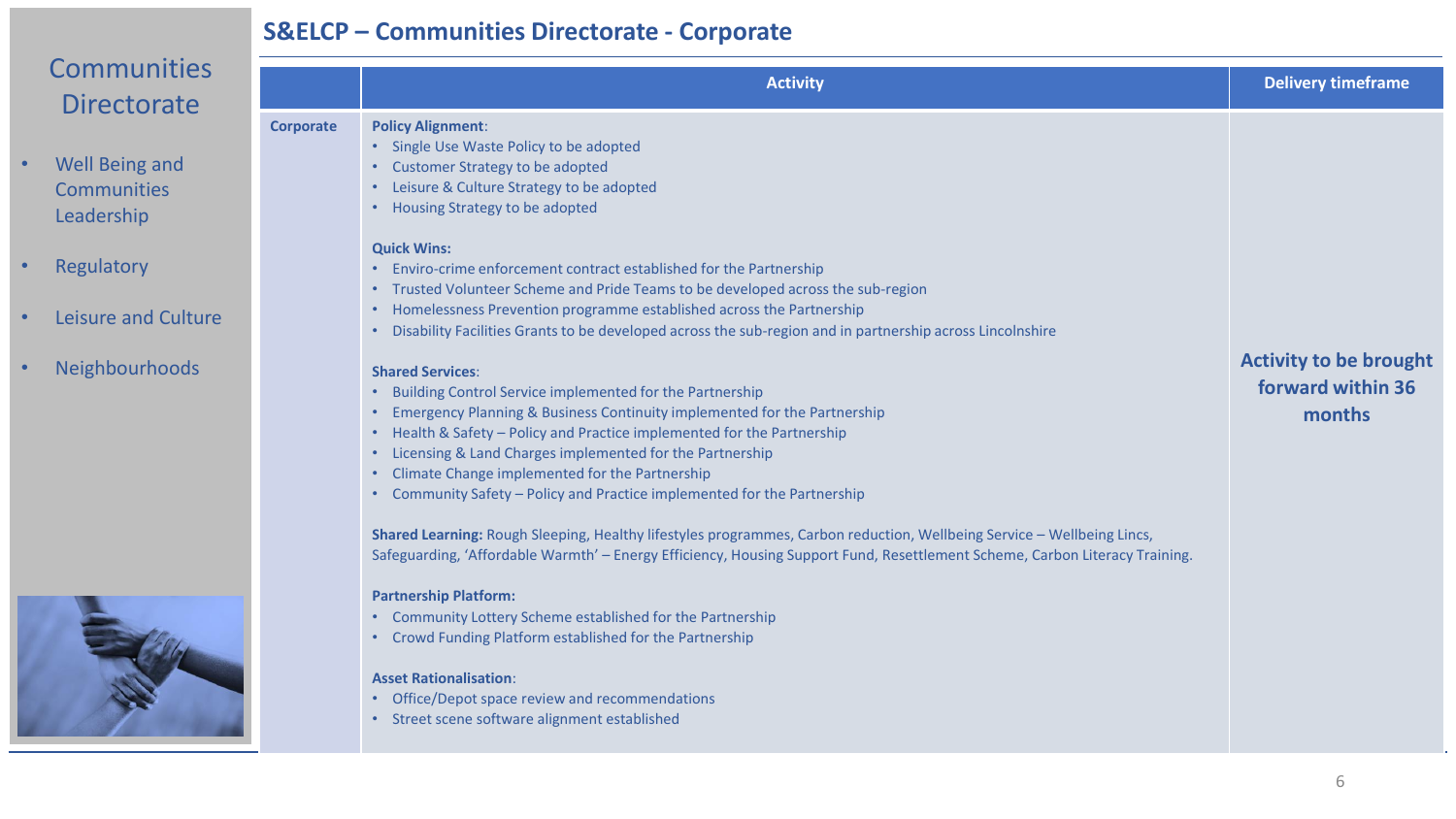## S&ELCP – Communities Directorate - Corporate

# Communities Directorate

- Well Being and Communities Leadership
- Regulatory
- Leisure and Culture
- Neighbourhoods

| | Activity | Delivery timeframe |
|---|---|---|
| **Corporate** | **Policy Alignment**:<br>• Single Use Waste Policy to be adopted<br>• Customer Strategy to be adopted<br>• Leisure & Culture Strategy to be adopted<br>• Housing Strategy to be adopted<br><br>**Quick Wins:**<br>• Enviro-crime enforcement contract established for the Partnership<br>• Trusted Volunteer Scheme and Pride Teams to be developed across the sub-region<br>• Homelessness Prevention programme established across the Partnership<br>• Disability Facilities Grants to be developed across the sub-region and in partnership across Lincolnshire<br><br>**Shared Services**:<br>• Building Control Service implemented for the Partnership<br>• Emergency Planning & Business Continuity implemented for the Partnership<br>• Health & Safety – Policy and Practice implemented for the Partnership<br>• Licensing & Land Charges implemented for the Partnership<br>• Climate Change implemented for the Partnership<br>• Community Safety – Policy and Practice implemented for the Partnership<br><br>**Shared Learning:** Rough Sleeping, Healthy lifestyles programmes, Carbon reduction, Wellbeing Service – Wellbeing Lincs, Safeguarding, 'Affordable Warmth' – Energy Efficiency, Housing Support Fund, Resettlement Scheme, Carbon Literacy Training.<br><br>**Partnership Platform:**<br>• Community Lottery Scheme established for the Partnership<br>• Crowd Funding Platform established for the Partnership<br><br>**Asset Rationalisation**:<br>• Office/Depot space review and recommendations<br>• Street scene software alignment established | **Activity to be brought forward within 36 months** |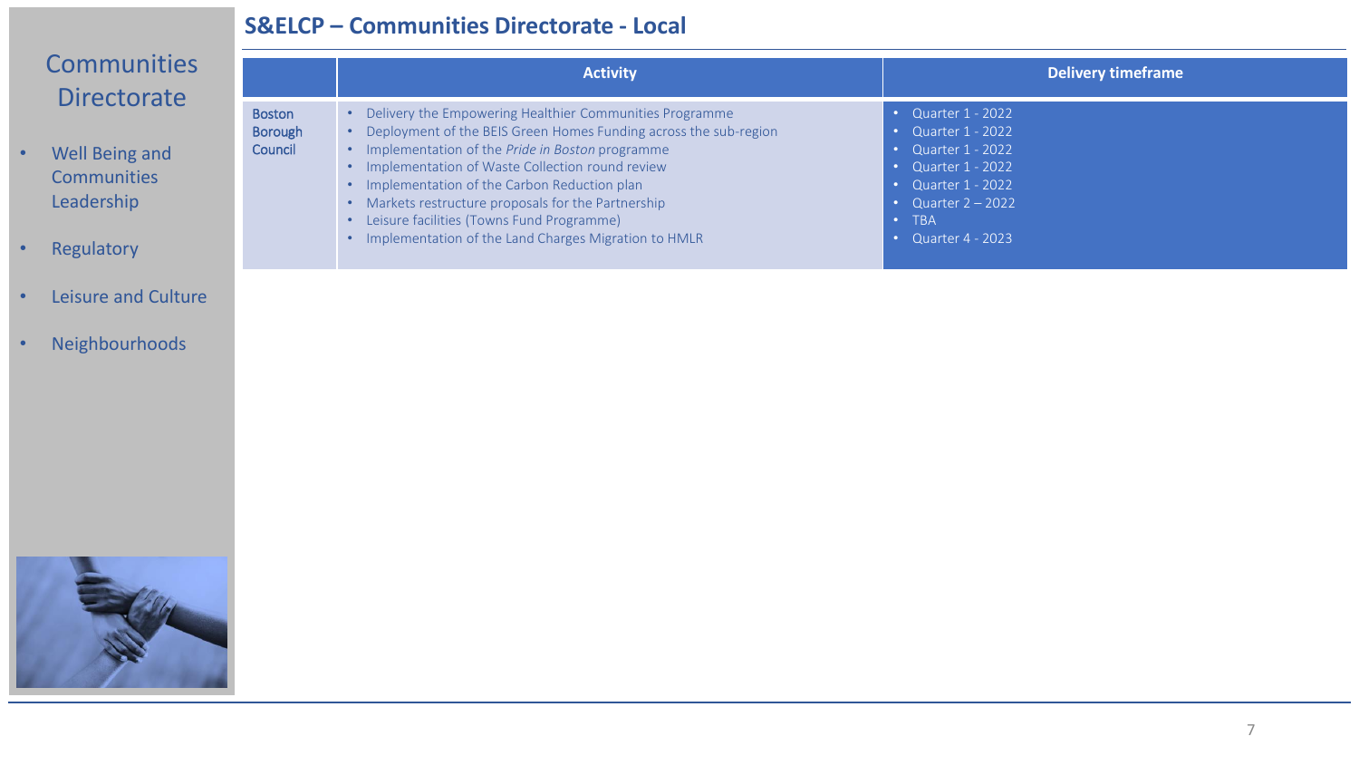## Communities Directorate

- Well Being and Communities Leadership
- Regulatory
- Leisure and Culture
- Neighbourhoods

# S&ELCP – Communities Directorate - Local

| | Activity | Delivery timeframe |
|---|---|---|
| Boston Borough Council | • Delivery the Empowering Healthier Communities Programme<br>• Deployment of the BEIS Green Homes Funding across the sub-region<br>• Implementation of the *Pride in Boston* programme<br>• Implementation of Waste Collection round review<br>• Implementation of the Carbon Reduction plan<br>• Markets restructure proposals for the Partnership<br>• Leisure facilities (Towns Fund Programme)<br>• Implementation of the Land Charges Migration to HMLR | • Quarter 1 - 2022<br>• Quarter 1 - 2022<br>• Quarter 1 - 2022<br>• Quarter 1 - 2022<br>• Quarter 1 - 2022<br>• Quarter 2 – 2022<br>• TBA<br>• Quarter 4 - 2023 |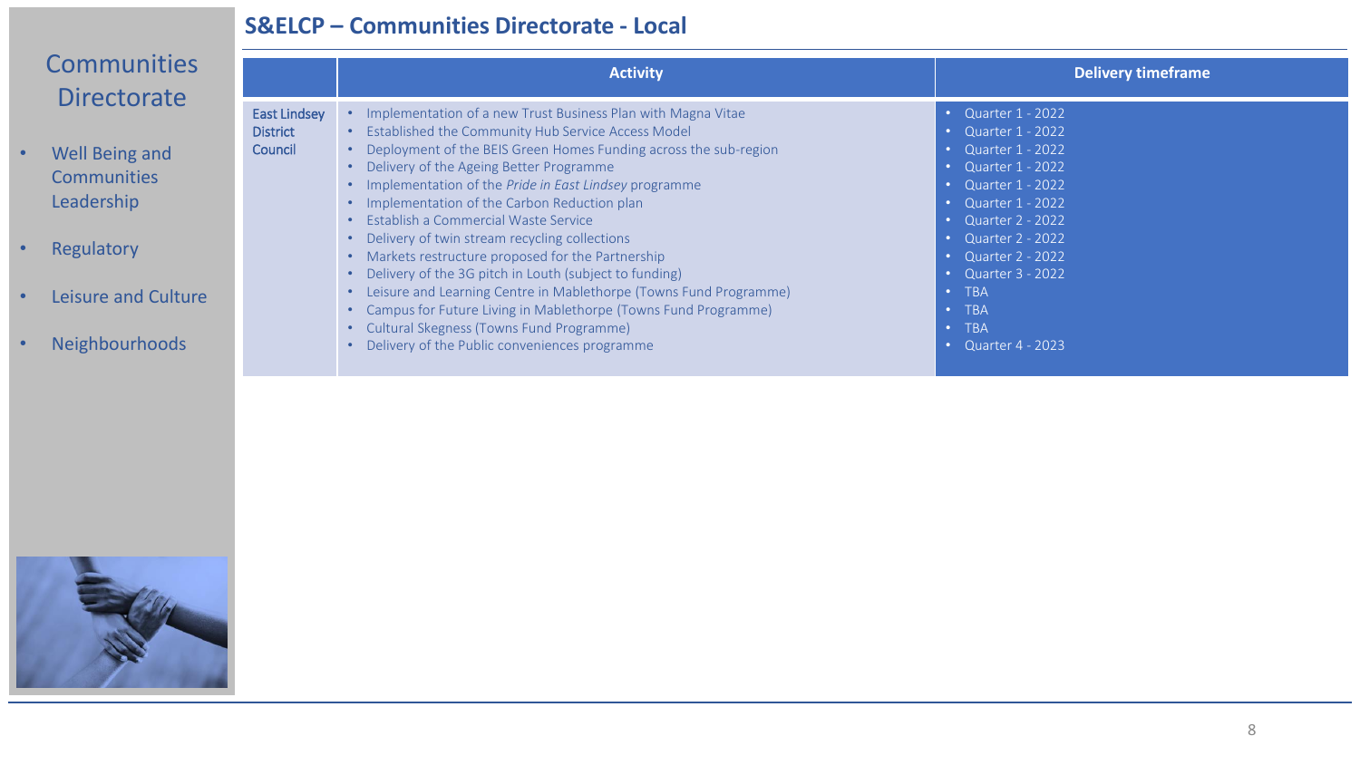## S&ELCP – Communities Directorate - Local

# Communities Directorate

- Well Being and Communities Leadership
- Regulatory
- Leisure and Culture
- Neighbourhoods

| | Activity | Delivery timeframe |
|---|---|---|
| East Lindsey District Council | • Implementation of a new Trust Business Plan with Magna Vitae<br>• Established the Community Hub Service Access Model<br>• Deployment of the BEIS Green Homes Funding across the sub-region<br>• Delivery of the Ageing Better Programme<br>• Implementation of the *Pride in East Lindsey* programme<br>• Implementation of the Carbon Reduction plan<br>• Establish a Commercial Waste Service<br>• Delivery of twin stream recycling collections<br>• Markets restructure proposed for the Partnership<br>• Delivery of the 3G pitch in Louth (subject to funding)<br>• Leisure and Learning Centre in Mablethorpe (Towns Fund Programme)<br>• Campus for Future Living in Mablethorpe (Towns Fund Programme)<br>• Cultural Skegness (Towns Fund Programme)<br>• Delivery of the Public conveniences programme | • Quarter 1 - 2022<br>• Quarter 1 - 2022<br>• Quarter 1 - 2022<br>• Quarter 1 - 2022<br>• Quarter 1 - 2022<br>• Quarter 1 - 2022<br>• Quarter 2 - 2022<br>• Quarter 2 - 2022<br>• Quarter 2 - 2022<br>• Quarter 3 - 2022<br>• TBA<br>• TBA<br>• TBA<br>• Quarter 4 - 2023 |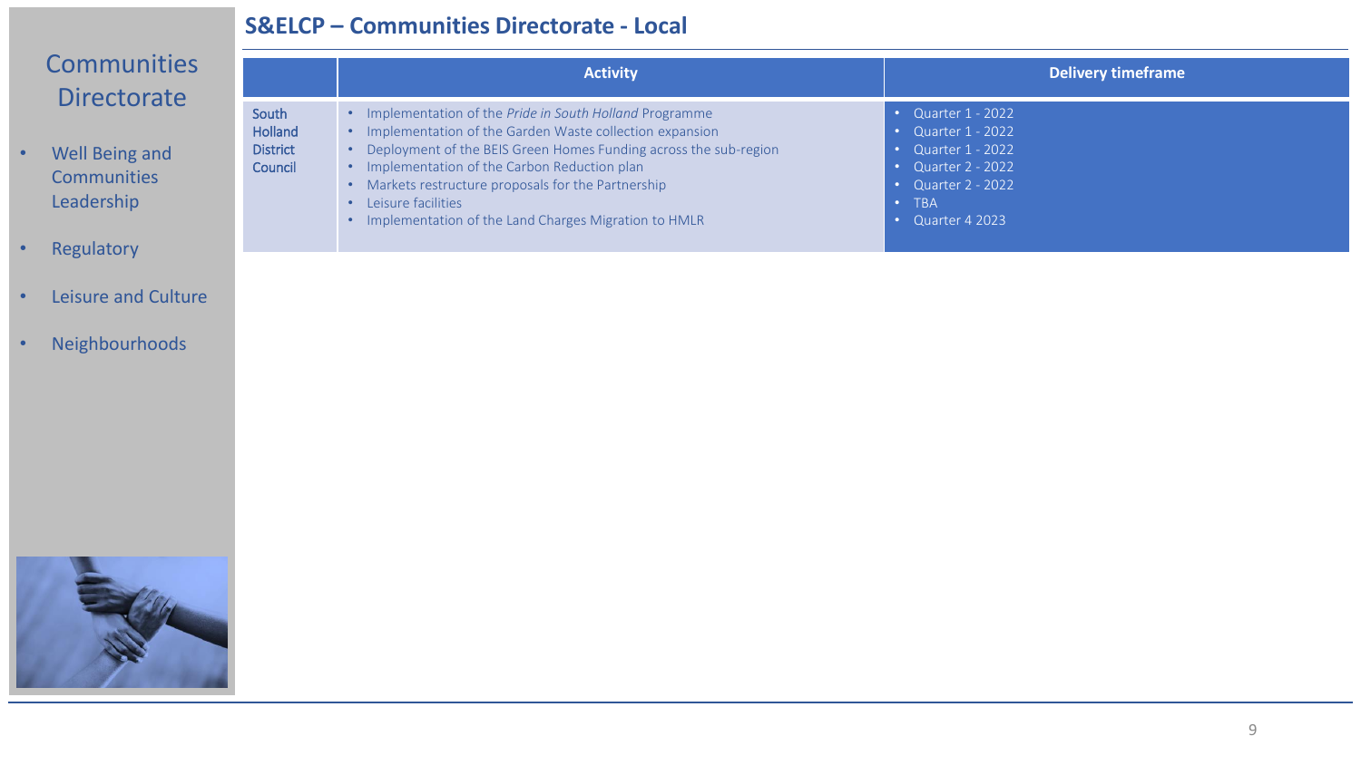## S&ELCP – Communities Directorate - Local

## Communities Directorate

- Well Being and Communities Leadership
- Regulatory
- Leisure and Culture
- Neighbourhoods

| | Activity | Delivery timeframe |
|---|---|---|
| South Holland District Council | • Implementation of the *Pride in South Holland* Programme<br>• Implementation of the Garden Waste collection expansion<br>• Deployment of the BEIS Green Homes Funding across the sub-region<br>• Implementation of the Carbon Reduction plan<br>• Markets restructure proposals for the Partnership<br>• Leisure facilities<br>• Implementation of the Land Charges Migration to HMLR | • Quarter 1 - 2022<br>• Quarter 1 - 2022<br>• Quarter 1 - 2022<br>• Quarter 2 - 2022<br>• Quarter 2 - 2022<br>• TBA<br>• Quarter 4 2023 |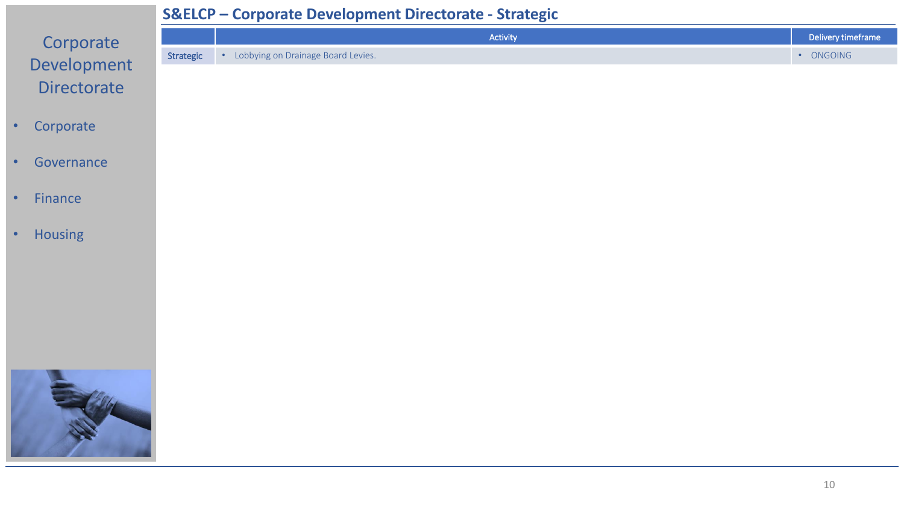# S&ELCP – Corporate Development Directorate - Strategic

## Corporate Development Directorate

- Corporate
- Governance
- Finance
- Housing

| | Activity | Delivery timeframe |
|---|---|---|
| Strategic | • Lobbying on Drainage Board Levies. | • ONGOING |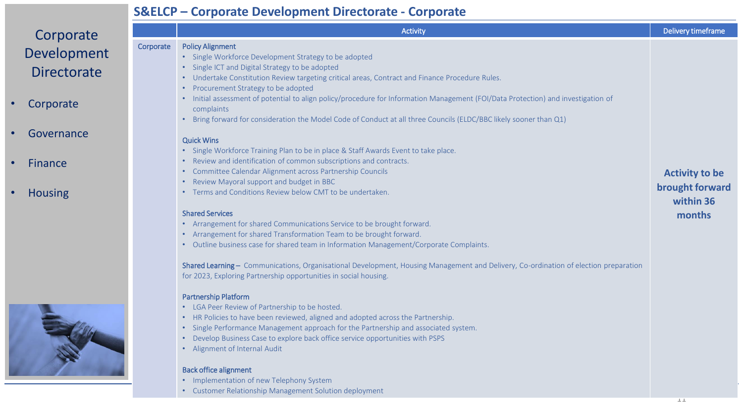# S&ELCP – Corporate Development Directorate - Corporate

## Corporate Development Directorate

- Corporate
- Governance
- Finance
- Housing

| | Activity | Delivery timeframe |
|---|---|---|
| Corporate | **Policy Alignment**<br>• Single Workforce Development Strategy to be adopted<br>• Single ICT and Digital Strategy to be adopted<br>• Undertake Constitution Review targeting critical areas, Contract and Finance Procedure Rules.<br>• Procurement Strategy to be adopted<br>• Initial assessment of potential to align policy/procedure for Information Management (FOI/Data Protection) and investigation of complaints<br>• Bring forward for consideration the Model Code of Conduct at all three Councils (ELDC/BBC likely sooner than Q1)<br><br>**Quick Wins**<br>• Single Workforce Training Plan to be in place & Staff Awards Event to take place.<br>• Review and identification of common subscriptions and contracts.<br>• Committee Calendar Alignment across Partnership Councils<br>• Review Mayoral support and budget in BBC<br>• Terms and Conditions Review below CMT to be undertaken.<br><br>**Shared Services**<br>• Arrangement for shared Communications Service to be brought forward.<br>• Arrangement for shared Transformation Team to be brought forward.<br>• Outline business case for shared team in Information Management/Corporate Complaints.<br><br>**Shared Learning –** Communications, Organisational Development, Housing Management and Delivery, Co-ordination of election preparation for 2023, Exploring Partnership opportunities in social housing.<br><br>**Partnership Platform**<br>• LGA Peer Review of Partnership to be hosted.<br>• HR Policies to have been reviewed, aligned and adopted across the Partnership.<br>• Single Performance Management approach for the Partnership and associated system.<br>• Develop Business Case to explore back office service opportunities with PSPS<br>• Alignment of Internal Audit<br><br>**Back office alignment**<br>• Implementation of new Telephony System<br>• Customer Relationship Management Solution deployment | **Activity to be brought forward within 36 months** |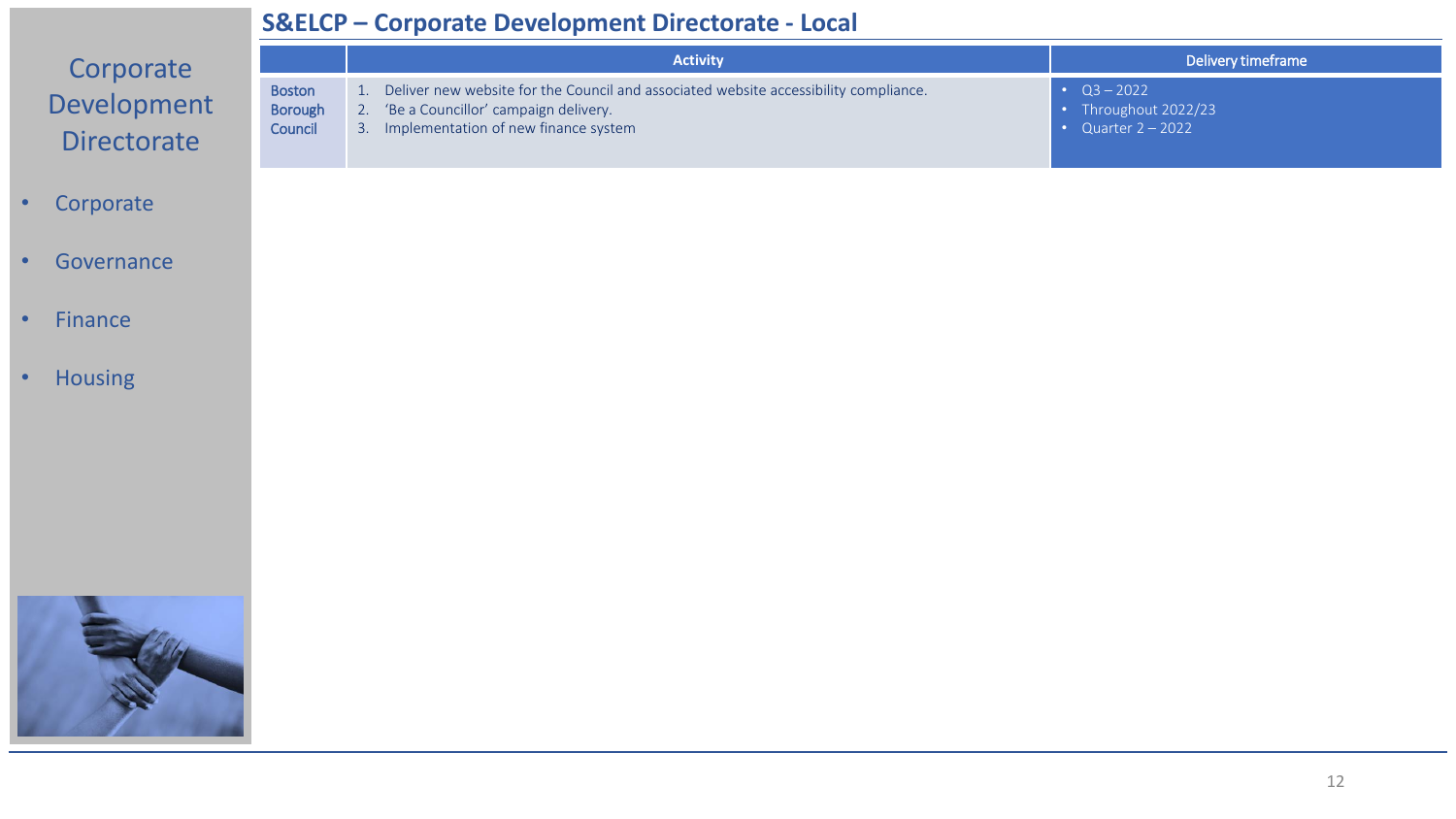## S&ELCP – Corporate Development Directorate - Local

# Corporate Development Directorate

- Corporate
- Governance
- Finance
- Housing

| | Activity | Delivery timeframe |
|---|---|---|
| Boston Borough Council | 1. Deliver new website for the Council and associated website accessibility compliance.<br>2. 'Be a Councillor' campaign delivery.<br>3. Implementation of new finance system | • Q3 – 2022<br>• Throughout 2022/23<br>• Quarter 2 – 2022 |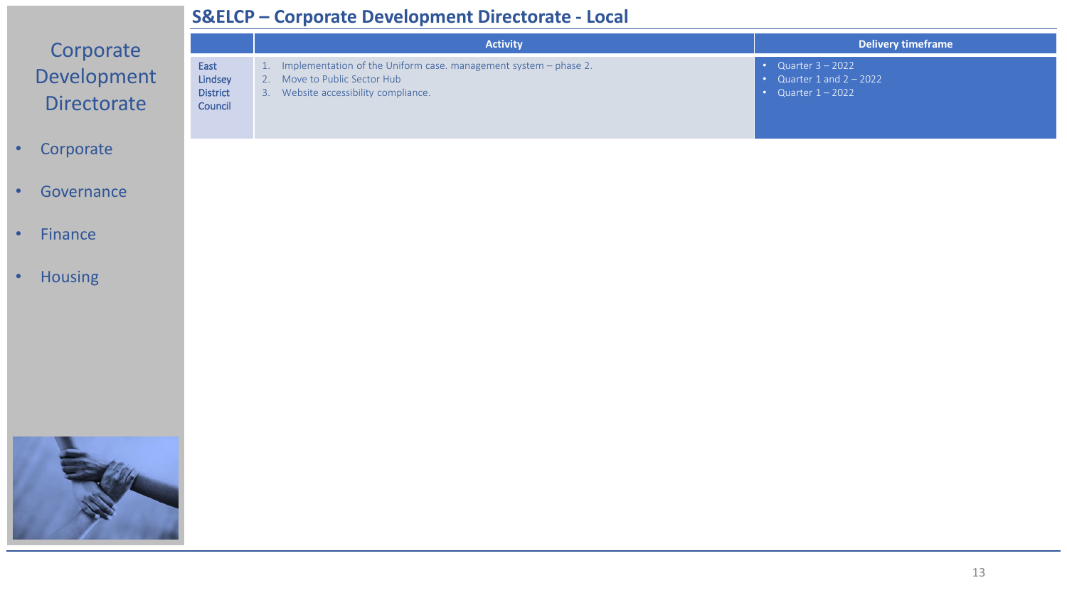## S&ELCP – Corporate Development Directorate - Local

Corporate Development Directorate

- Corporate
- Governance
- Finance
- Housing

| | Activity | Delivery timeframe |
|---|---|---|
| East Lindsey District Council | 1. Implementation of the Uniform case. management system – phase 2.<br>2. Move to Public Sector Hub<br>3. Website accessibility compliance. | • Quarter 3 – 2022<br>• Quarter 1 and 2 – 2022<br>• Quarter 1 – 2022 |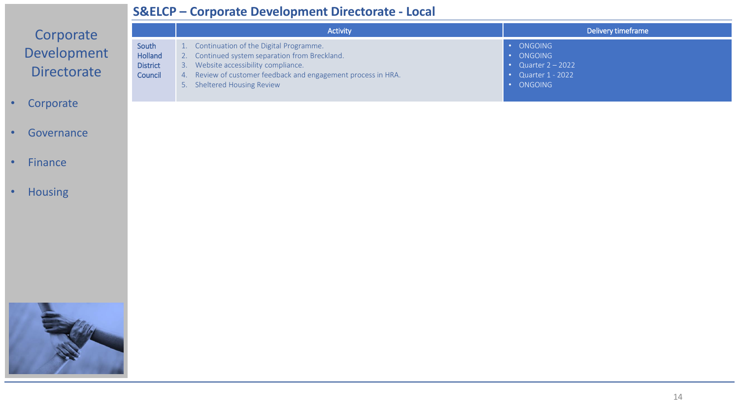## S&ELCP – Corporate Development Directorate - Local

Corporate Development Directorate

- Corporate
- Governance
- Finance
- Housing

| | Activity | Delivery timeframe |
|---|---|---|
| South Holland District Council | 1. Continuation of the Digital Programme.<br>2. Continued system separation from Breckland.<br>3. Website accessibility compliance.<br>4. Review of customer feedback and engagement process in HRA.<br>5. Sheltered Housing Review | • ONGOING<br>• ONGOING<br>• Quarter 2 – 2022<br>• Quarter 1 - 2022<br>• ONGOING |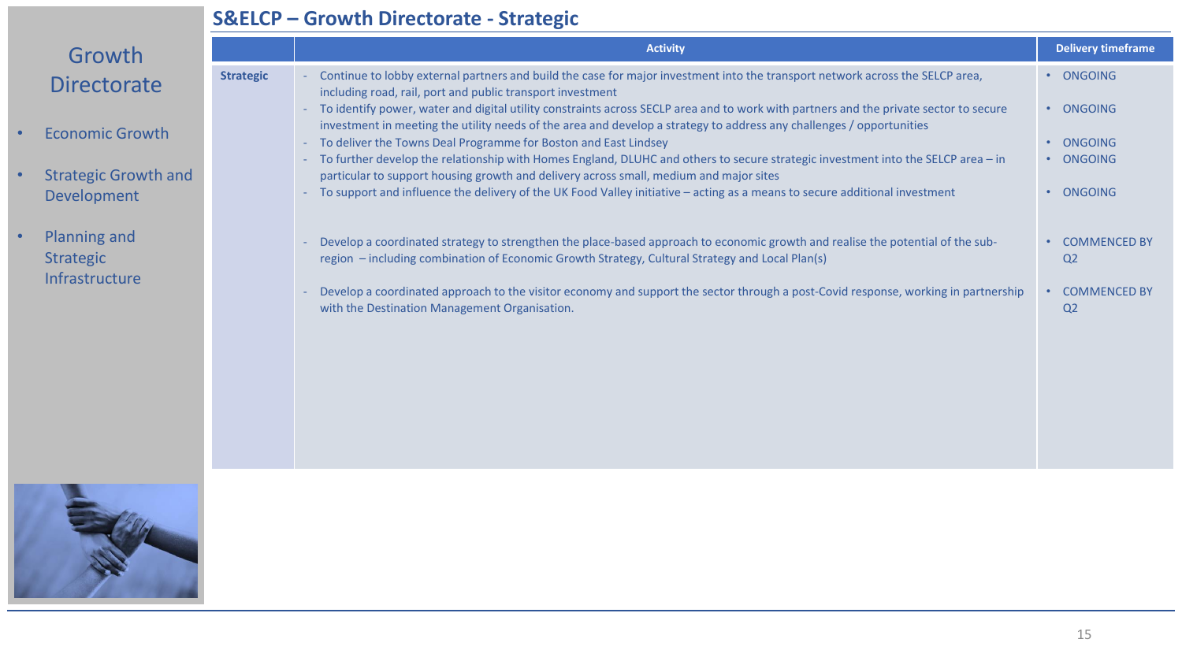## S&ELCP – Growth Directorate - Strategic

# Growth Directorate

- Economic Growth
- Strategic Growth and Development
- Planning and Strategic Infrastructure

| | Activity | Delivery timeframe |
|---|---|---|
| **Strategic** | - Continue to lobby external partners and build the case for major investment into the transport network across the SELCP area, including road, rail, port and public transport investment | • ONGOING |
| | - To identify power, water and digital utility constraints across SECLP area and to work with partners and the private sector to secure investment in meeting the utility needs of the area and develop a strategy to address any challenges / opportunities | • ONGOING |
| | - To deliver the Towns Deal Programme for Boston and East Lindsey | • ONGOING |
| | - To further develop the relationship with Homes England, DLUHC and others to secure strategic investment into the SELCP area – in particular to support housing growth and delivery across small, medium and major sites | • ONGOING |
| | - To support and influence the delivery of the UK Food Valley initiative – acting as a means to secure additional investment | • ONGOING |
| | - Develop a coordinated strategy to strengthen the place-based approach to economic growth and realise the potential of the sub-region – including combination of Economic Growth Strategy, Cultural Strategy and Local Plan(s) | • COMMENCED BY Q2 |
| | - Develop a coordinated approach to the visitor economy and support the sector through a post-Covid response, working in partnership with the Destination Management Organisation. | • COMMENCED BY Q2 |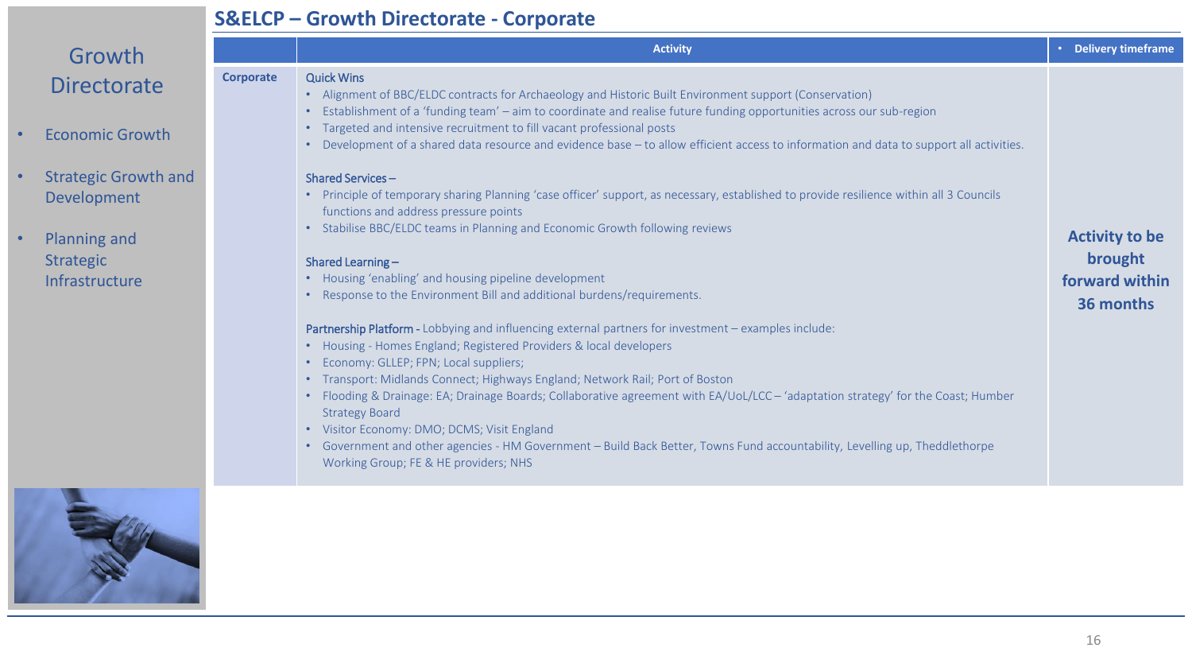## S&ELCP – Growth Directorate - Corporate

# Growth Directorate

- Economic Growth
- Strategic Growth and Development
- Planning and Strategic Infrastructure

| | Activity | • Delivery timeframe |
|---|---|---|
| Corporate | **Quick Wins**<br>• Alignment of BBC/ELDC contracts for Archaeology and Historic Built Environment support (Conservation)<br>• Establishment of a 'funding team' – aim to coordinate and realise future funding opportunities across our sub-region<br>• Targeted and intensive recruitment to fill vacant professional posts<br>• Development of a shared data resource and evidence base – to allow efficient access to information and data to support all activities.<br><br>**Shared Services –**<br>• Principle of temporary sharing Planning 'case officer' support, as necessary, established to provide resilience within all 3 Councils functions and address pressure points<br>• Stabilise BBC/ELDC teams in Planning and Economic Growth following reviews<br><br>**Shared Learning –**<br>• Housing 'enabling' and housing pipeline development<br>• Response to the Environment Bill and additional burdens/requirements.<br><br>**Partnership Platform -** Lobbying and influencing external partners for investment – examples include:<br>• Housing - Homes England; Registered Providers & local developers<br>• Economy: GLLEP; FPN; Local suppliers;<br>• Transport: Midlands Connect; Highways England; Network Rail; Port of Boston<br>• Flooding & Drainage: EA; Drainage Boards; Collaborative agreement with EA/UoL/LCC – 'adaptation strategy' for the Coast; Humber Strategy Board<br>• Visitor Economy: DMO; DCMS; Visit England<br>• Government and other agencies - HM Government – Build Back Better, Towns Fund accountability, Levelling up, Theddlethorpe Working Group; FE & HE providers; NHS | **Activity to be brought forward within 36 months** |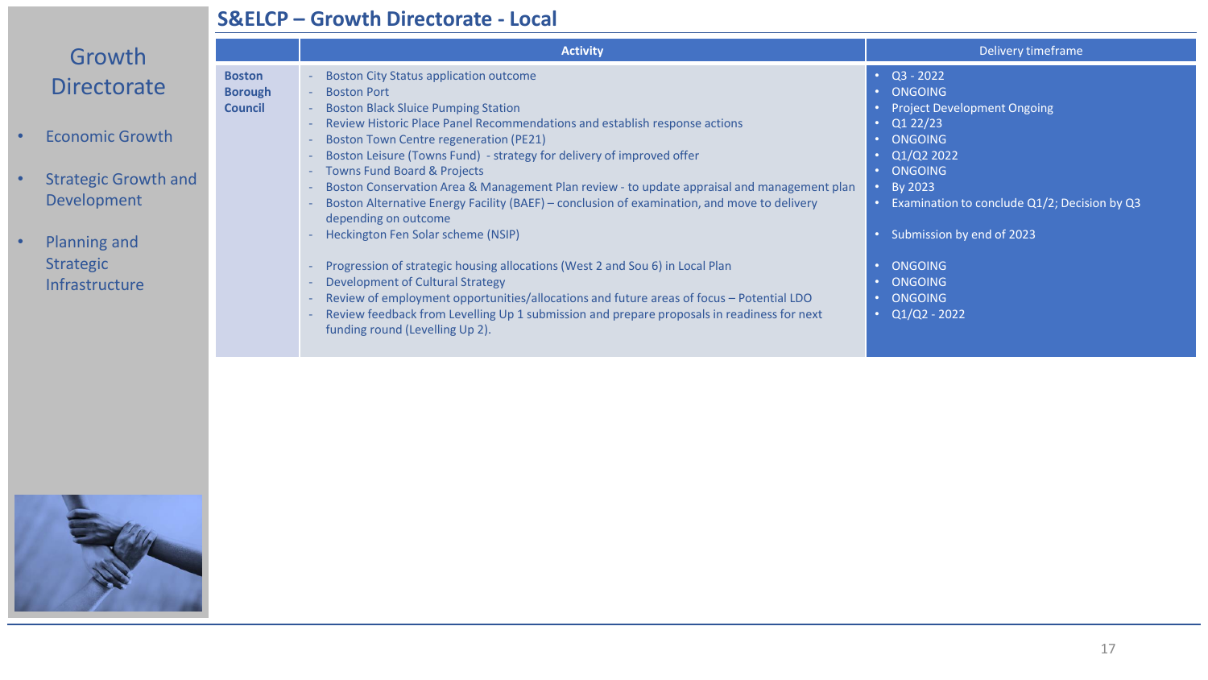## S&ELCP – Growth Directorate - Local

# Growth Directorate

- Economic Growth
- Strategic Growth and Development
- Planning and Strategic Infrastructure

| | Activity | Delivery timeframe |
| --- | --- | --- |
| **Boston Borough Council** | - Boston City Status application outcome | Q3 - 2022 |
| | - Boston Port | ONGOING |
| | - Boston Black Sluice Pumping Station | Project Development Ongoing |
| | - Review Historic Place Panel Recommendations and establish response actions | Q1 22/23 |
| | - Boston Town Centre regeneration (PE21) | ONGOING |
| | - Boston Leisure (Towns Fund) - strategy for delivery of improved offer | Q1/Q2 2022 |
| | - Towns Fund Board & Projects | ONGOING |
| | - Boston Conservation Area & Management Plan review - to update appraisal and management plan | By 2023 |
| | - Boston Alternative Energy Facility (BAEF) – conclusion of examination, and move to delivery depending on outcome | Examination to conclude Q1/2; Decision by Q3 |
| | - Heckington Fen Solar scheme (NSIP) | Submission by end of 2023 |
| | - Progression of strategic housing allocations (West 2 and Sou 6) in Local Plan | ONGOING |
| | - Development of Cultural Strategy | ONGOING |
| | - Review of employment opportunities/allocations and future areas of focus – Potential LDO | ONGOING |
| | - Review feedback from Levelling Up 1 submission and prepare proposals in readiness for next funding round (Levelling Up 2). | Q1/Q2 - 2022 |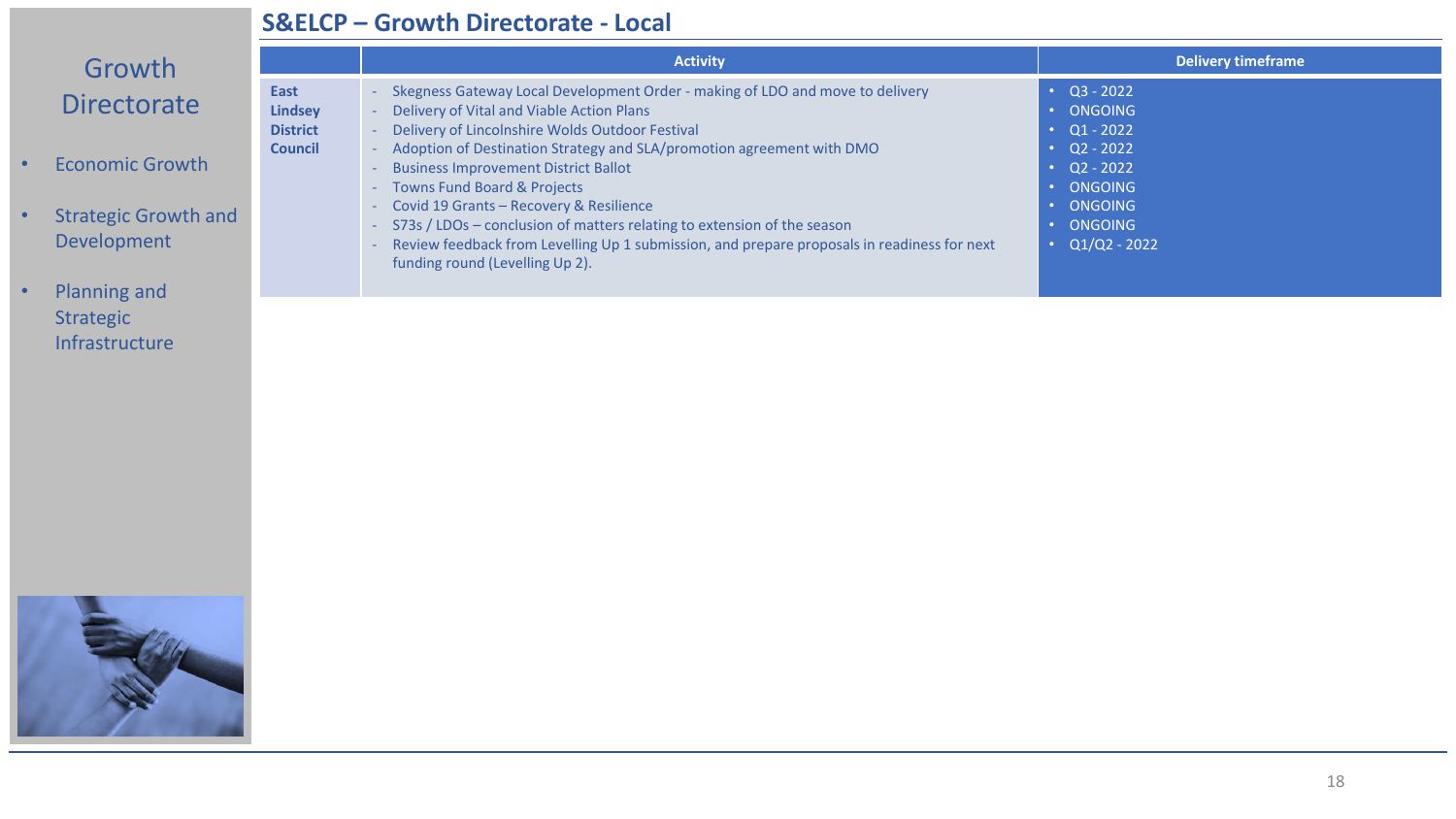## S&ELCP – Growth Directorate - Local

# Growth Directorate

- Economic Growth
- Strategic Growth and Development
- Planning and Strategic Infrastructure

| | Activity | Delivery timeframe |
|---|---|---|
| **East Lindsey District Council** | - Skegness Gateway Local Development Order - making of LDO and move to delivery<br>- Delivery of Vital and Viable Action Plans<br>- Delivery of Lincolnshire Wolds Outdoor Festival<br>- Adoption of Destination Strategy and SLA/promotion agreement with DMO<br>- Business Improvement District Ballot<br>- Towns Fund Board & Projects<br>- Covid 19 Grants – Recovery & Resilience<br>- S73s / LDOs – conclusion of matters relating to extension of the season<br>- Review feedback from Levelling Up 1 submission, and prepare proposals in readiness for next funding round (Levelling Up 2). | • Q3 - 2022<br>• ONGOING<br>• Q1 - 2022<br>• Q2 - 2022<br>• Q2 - 2022<br>• ONGOING<br>• ONGOING<br>• ONGOING<br>• Q1/Q2 - 2022 |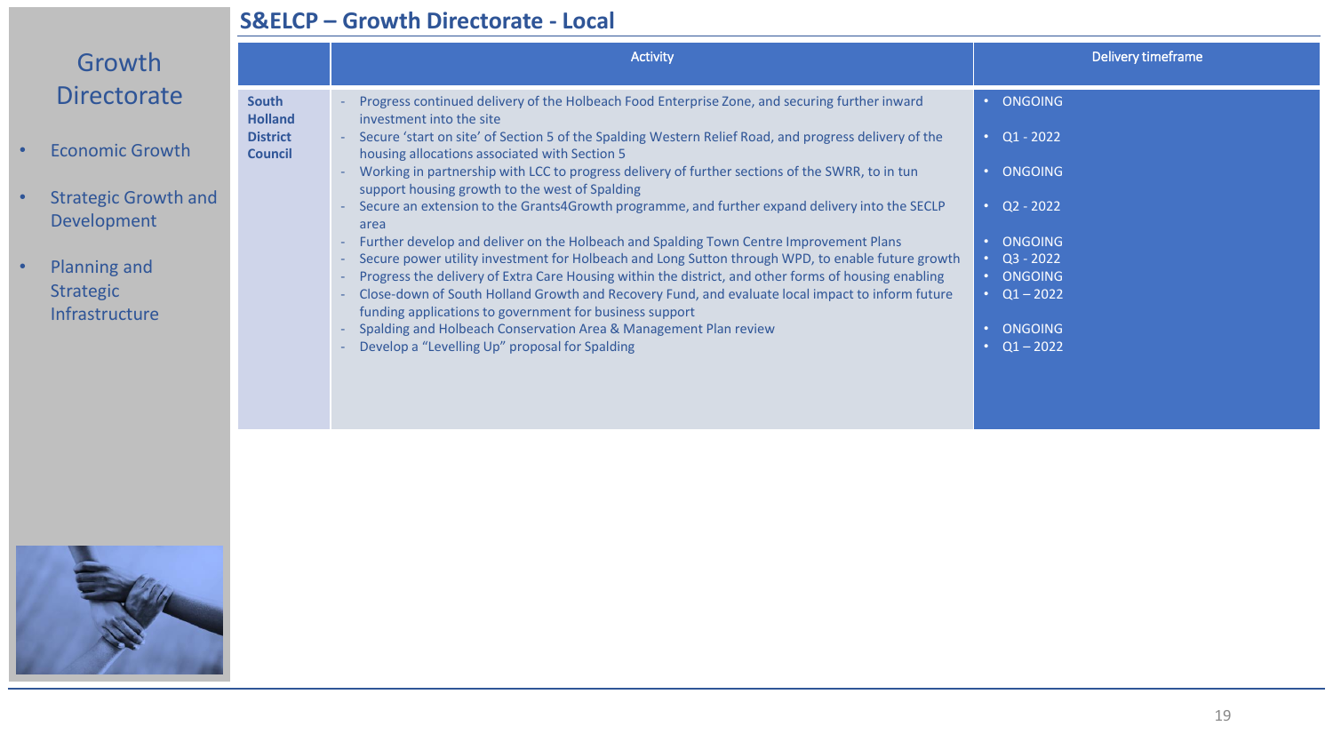## S&ELCP – Growth Directorate - Local

# Growth Directorate

- Economic Growth
- Strategic Growth and Development
- Planning and Strategic Infrastructure

| | Activity | Delivery timeframe |
|---|---|---|
| **South Holland District Council** | - Progress continued delivery of the Holbeach Food Enterprise Zone, and securing further inward investment into the site | • ONGOING |
| | - Secure 'start on site' of Section 5 of the Spalding Western Relief Road, and progress delivery of the housing allocations associated with Section 5 | • Q1 - 2022 |
| | - Working in partnership with LCC to progress delivery of further sections of the SWRR, to in tun support housing growth to the west of Spalding | • ONGOING |
| | - Secure an extension to the Grants4Growth programme, and further expand delivery into the SECLP area | • Q2 - 2022 |
| | - Further develop and deliver on the Holbeach and Spalding Town Centre Improvement Plans | • ONGOING |
| | - Secure power utility investment for Holbeach and Long Sutton through WPD, to enable future growth | • Q3 - 2022 |
| | - Progress the delivery of Extra Care Housing within the district, and other forms of housing enabling | • ONGOING |
| | - Close-down of South Holland Growth and Recovery Fund, and evaluate local impact to inform future funding applications to government for business support | • Q1 – 2022 |
| | - Spalding and Holbeach Conservation Area & Management Plan review | • ONGOING |
| | - Develop a "Levelling Up" proposal for Spalding | • Q1 – 2022 |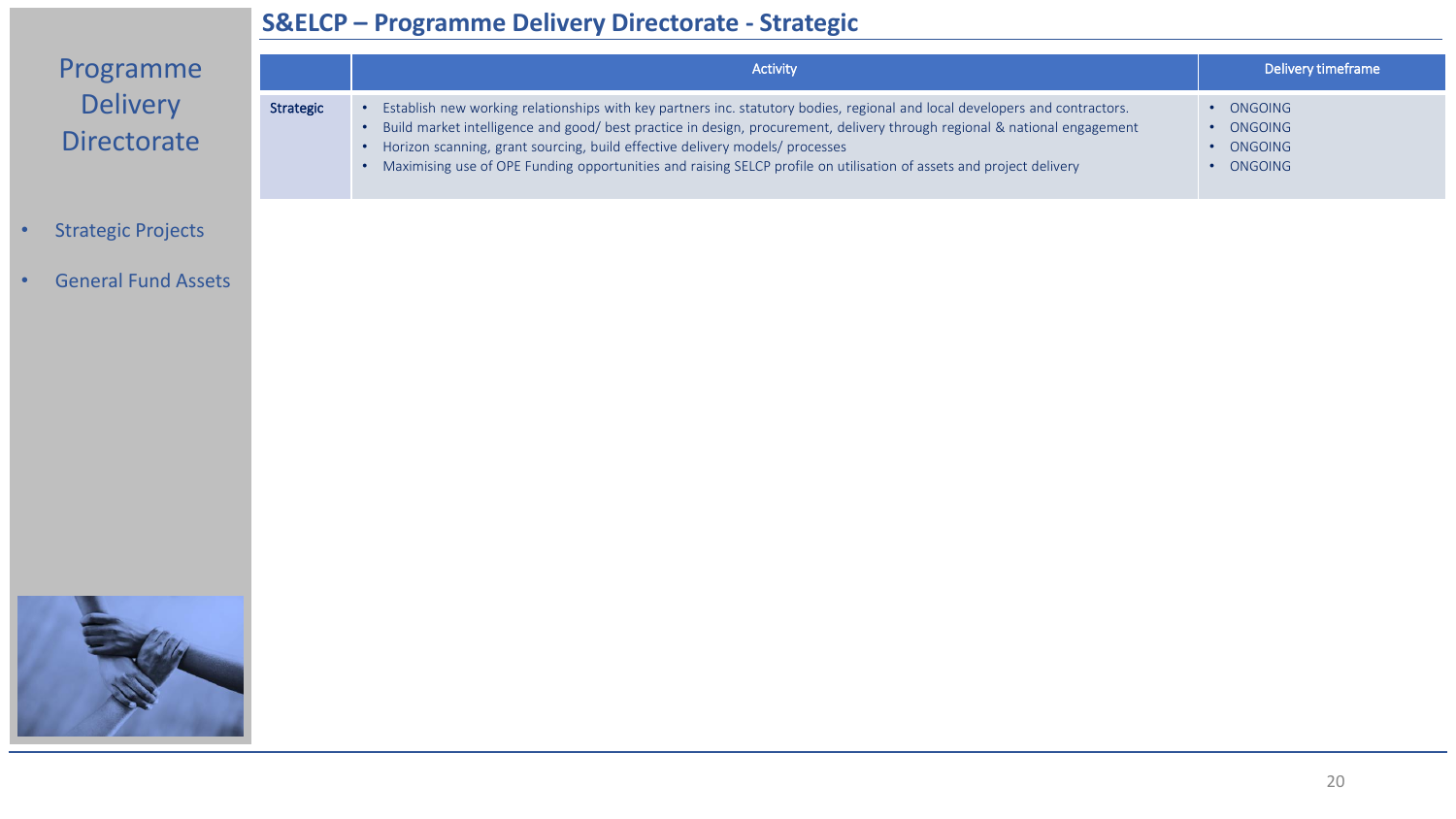## S&ELCP – Programme Delivery Directorate - Strategic

# Programme Delivery Directorate

- Strategic Projects
- General Fund Assets

| | Activity | Delivery timeframe |
|---|---|---|
| **Strategic** | • Establish new working relationships with key partners inc. statutory bodies, regional and local developers and contractors.<br>• Build market intelligence and good/ best practice in design, procurement, delivery through regional & national engagement<br>• Horizon scanning, grant sourcing, build effective delivery models/ processes<br>• Maximising use of OPE Funding opportunities and raising SELCP profile on utilisation of assets and project delivery | • ONGOING<br>• ONGOING<br>• ONGOING<br>• ONGOING |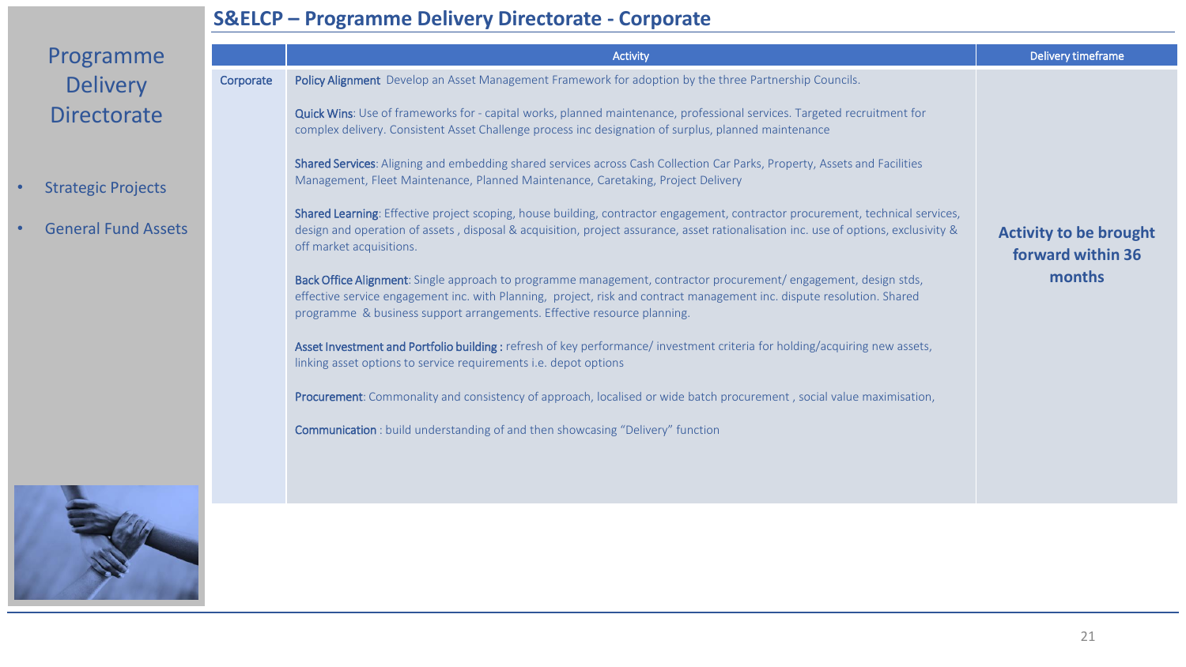# S&ELCP – Programme Delivery Directorate - Corporate

## Programme Delivery Directorate

- Strategic Projects
- General Fund Assets

| | Activity | Delivery timeframe |
|---|---|---|
| Corporate | **Policy Alignment** Develop an Asset Management Framework for adoption by the three Partnership Councils.<br><br>**Quick Wins**: Use of frameworks for - capital works, planned maintenance, professional services. Targeted recruitment for complex delivery. Consistent Asset Challenge process inc designation of surplus, planned maintenance<br><br>**Shared Services**: Aligning and embedding shared services across Cash Collection Car Parks, Property, Assets and Facilities Management, Fleet Maintenance, Planned Maintenance, Caretaking, Project Delivery<br><br>**Shared Learning**: Effective project scoping, house building, contractor engagement, contractor procurement, technical services, design and operation of assets , disposal & acquisition, project assurance, asset rationalisation inc. use of options, exclusivity & off market acquisitions.<br><br>**Back Office Alignment**: Single approach to programme management, contractor procurement/ engagement, design stds, effective service engagement inc. with Planning, project, risk and contract management inc. dispute resolution. Shared programme & business support arrangements. Effective resource planning.<br><br>**Asset Investment and Portfolio building :** refresh of key performance/ investment criteria for holding/acquiring new assets, linking asset options to service requirements i.e. depot options<br><br>**Procurement**: Commonality and consistency of approach, localised or wide batch procurement , social value maximisation,<br><br>**Communication** : build understanding of and then showcasing "Delivery" function | **Activity to be brought forward within 36 months** |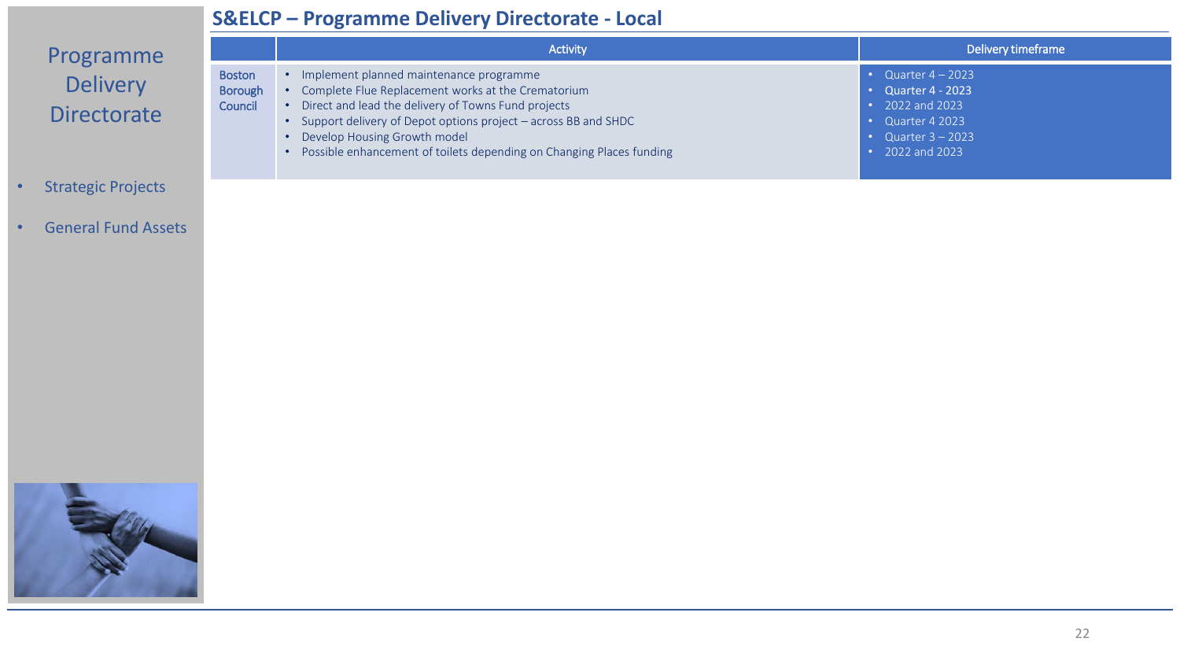## S&ELCP – Programme Delivery Directorate - Local

# Programme Delivery Directorate

- Strategic Projects
- General Fund Assets

| | Activity | Delivery timeframe |
|---|---|---|
| Boston Borough Council | • Implement planned maintenance programme<br>• Complete Flue Replacement works at the Crematorium<br>• Direct and lead the delivery of Towns Fund projects<br>• Support delivery of Depot options project – across BB and SHDC<br>• Develop Housing Growth model<br>• Possible enhancement of toilets depending on Changing Places funding | • Quarter 4 – 2023<br>• Quarter 4 - 2023<br>• 2022 and 2023<br>• Quarter 4 2023<br>• Quarter 3 – 2023<br>• 2022 and 2023 |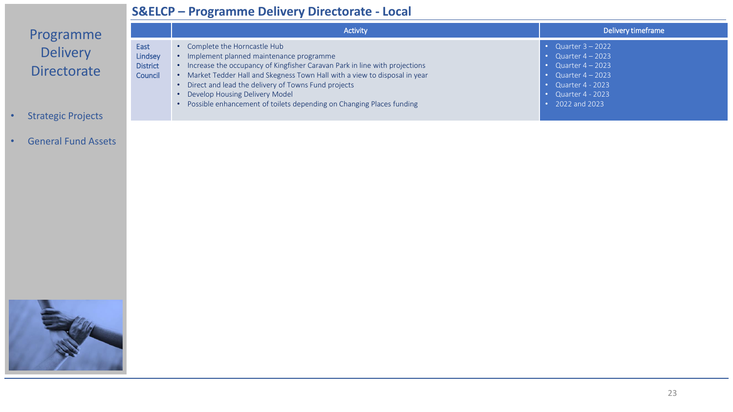## S&ELCP – Programme Delivery Directorate - Local

# Programme Delivery Directorate

- Strategic Projects
- General Fund Assets

| | Activity | Delivery timeframe |
|---|---|---|
| East Lindsey District Council | • Complete the Horncastle Hub<br>• Implement planned maintenance programme<br>• Increase the occupancy of Kingfisher Caravan Park in line with projections<br>• Market Tedder Hall and Skegness Town Hall with a view to disposal in year<br>• Direct and lead the delivery of Towns Fund projects<br>• Develop Housing Delivery Model<br>• Possible enhancement of toilets depending on Changing Places funding | • Quarter 3 – 2022<br>• Quarter 4 – 2023<br>• Quarter 4 – 2023<br>• Quarter 4 – 2023<br>• Quarter 4 - 2023<br>• Quarter 4 - 2023<br>• 2022 and 2023 |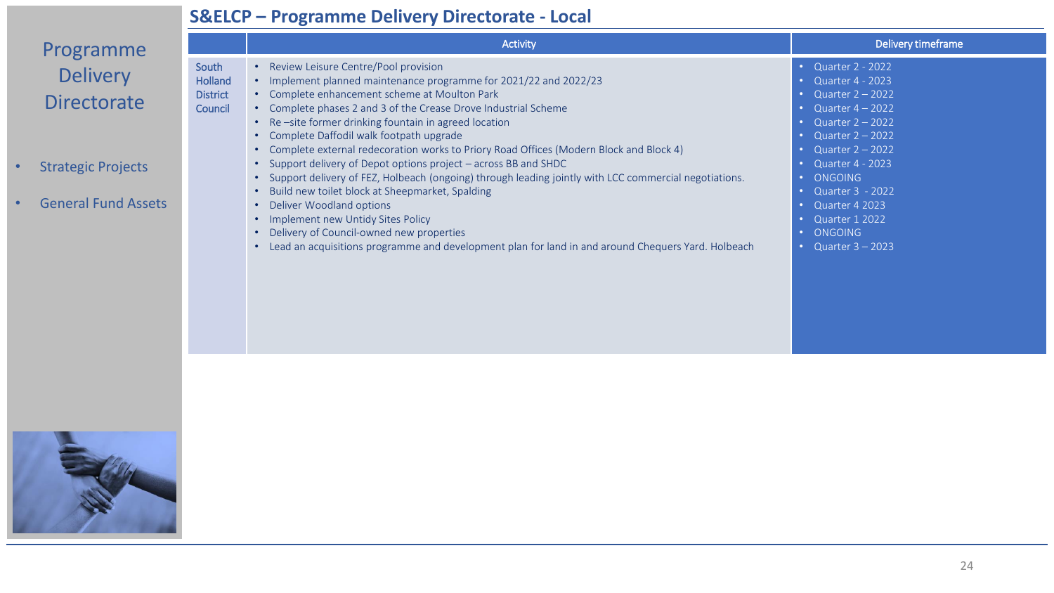## S&ELCP – Programme Delivery Directorate - Local

# Programme Delivery Directorate

- Strategic Projects
- General Fund Assets

| | Activity | Delivery timeframe |
|---|---|---|
| South Holland District Council | Review Leisure Centre/Pool provision | Quarter 2 - 2022 |
| | Implement planned maintenance programme for 2021/22 and 2022/23 | Quarter 4 - 2023 |
| | Complete enhancement scheme at Moulton Park | Quarter 2 – 2022 |
| | Complete phases 2 and 3 of the Crease Drove Industrial Scheme | Quarter 4 – 2022 |
| | Re –site former drinking fountain in agreed location | Quarter 2 – 2022 |
| | Complete Daffodil walk footpath upgrade | Quarter 2 – 2022 |
| | Complete external redecoration works to Priory Road Offices (Modern Block and Block 4) | Quarter 2 – 2022 |
| | Support delivery of Depot options project – across BB and SHDC | Quarter 4 - 2023 |
| | Support delivery of FEZ, Holbeach (ongoing) through leading jointly with LCC commercial negotiations. | ONGOING |
| | Build new toilet block at Sheepmarket, Spalding | Quarter 3 - 2022 |
| | Deliver Woodland options | Quarter 4 2023 |
| | Implement new Untidy Sites Policy | Quarter 1 2022 |
| | Delivery of Council-owned new properties | ONGOING |
| | Lead an acquisitions programme and development plan for land in and around Chequers Yard. Holbeach | Quarter 3 – 2023 |